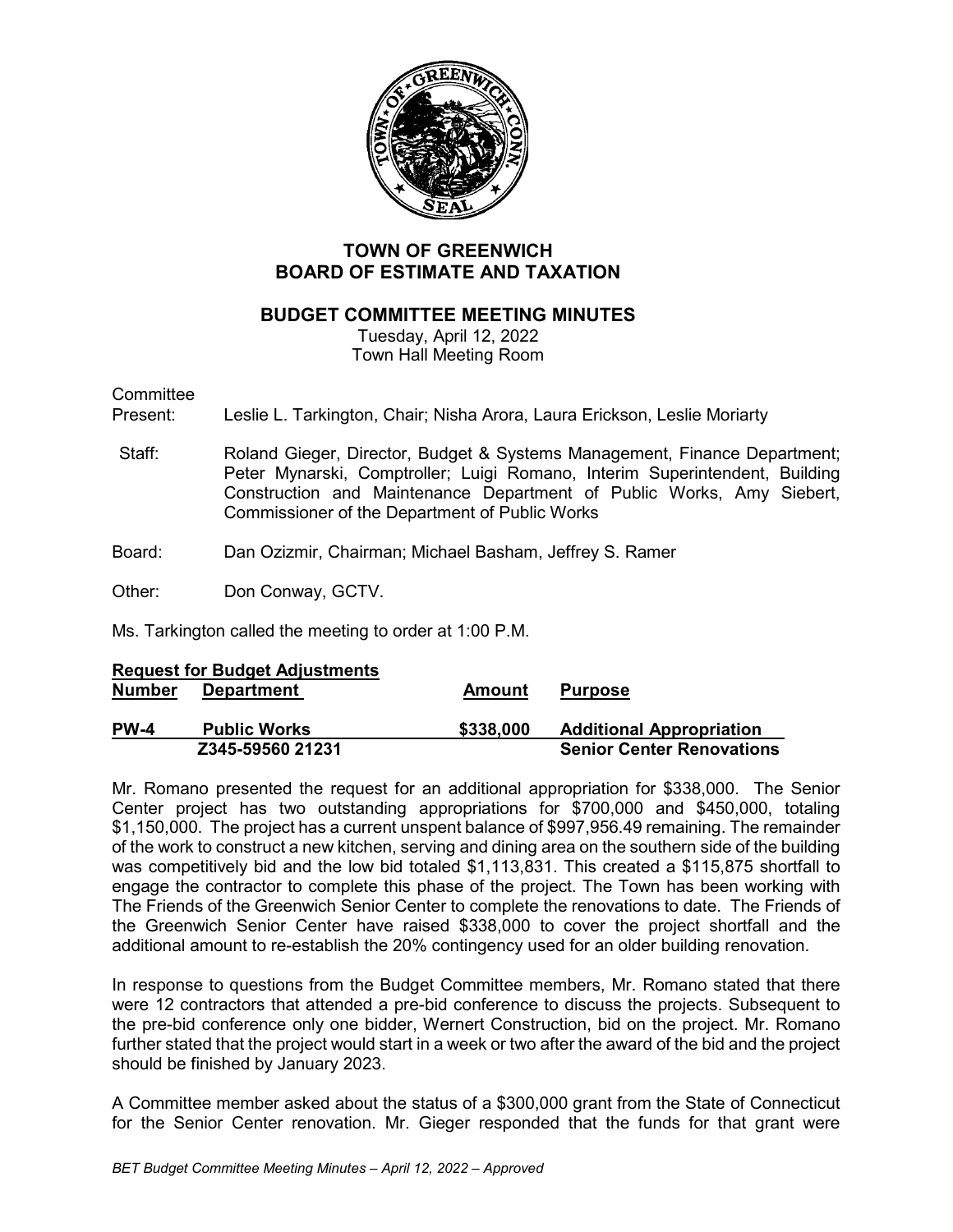# TOWN OF GREENWICH
# BOARD OF ESTIMATE AND TAXATION

## BUDGET COMMITTEE MEETING MINUTES

Tuesday, April 12, 2022
Town Hall Meeting Room

Committee
Present: Leslie L. Tarkington, Chair; Nisha Arora, Laura Erickson, Leslie Moriarty

Staff: Roland Gieger, Director, Budget & Systems Management, Finance Department; Peter Mynarski, Comptroller; Luigi Romano, Interim Superintendent, Building Construction and Maintenance Department of Public Works, Amy Siebert, Commissioner of the Department of Public Works

Board: Dan Ozizmir, Chairman; Michael Basham, Jeffrey S. Ramer

Other: Don Conway, GCTV.

Ms. Tarkington called the meeting to order at 1:00 P.M.

**Request for Budget Adjustments**

| **Number** | **Department** | **Amount** | **Purpose** |
|---|---|---|---|
| **PW-4** | **Public Works** | **$338,000** | **Additional Appropriation** |
| | **Z345-59560 21231** | | **Senior Center Renovations** |

Mr. Romano presented the request for an additional appropriation for $338,000. The Senior Center project has two outstanding appropriations for $700,000 and $450,000, totaling $1,150,000. The project has a current unspent balance of $997,956.49 remaining. The remainder of the work to construct a new kitchen, serving and dining area on the southern side of the building was competitively bid and the low bid totaled $1,113,831. This created a $115,875 shortfall to engage the contractor to complete this phase of the project. The Town has been working with The Friends of the Greenwich Senior Center to complete the renovations to date. The Friends of the Greenwich Senior Center have raised $338,000 to cover the project shortfall and the additional amount to re-establish the 20% contingency used for an older building renovation.

In response to questions from the Budget Committee members, Mr. Romano stated that there were 12 contractors that attended a pre-bid conference to discuss the projects. Subsequent to the pre-bid conference only one bidder, Wernert Construction, bid on the project. Mr. Romano further stated that the project would start in a week or two after the award of the bid and the project should be finished by January 2023.

A Committee member asked about the status of a $300,000 grant from the State of Connecticut for the Senior Center renovation. Mr. Gieger responded that the funds for that grant were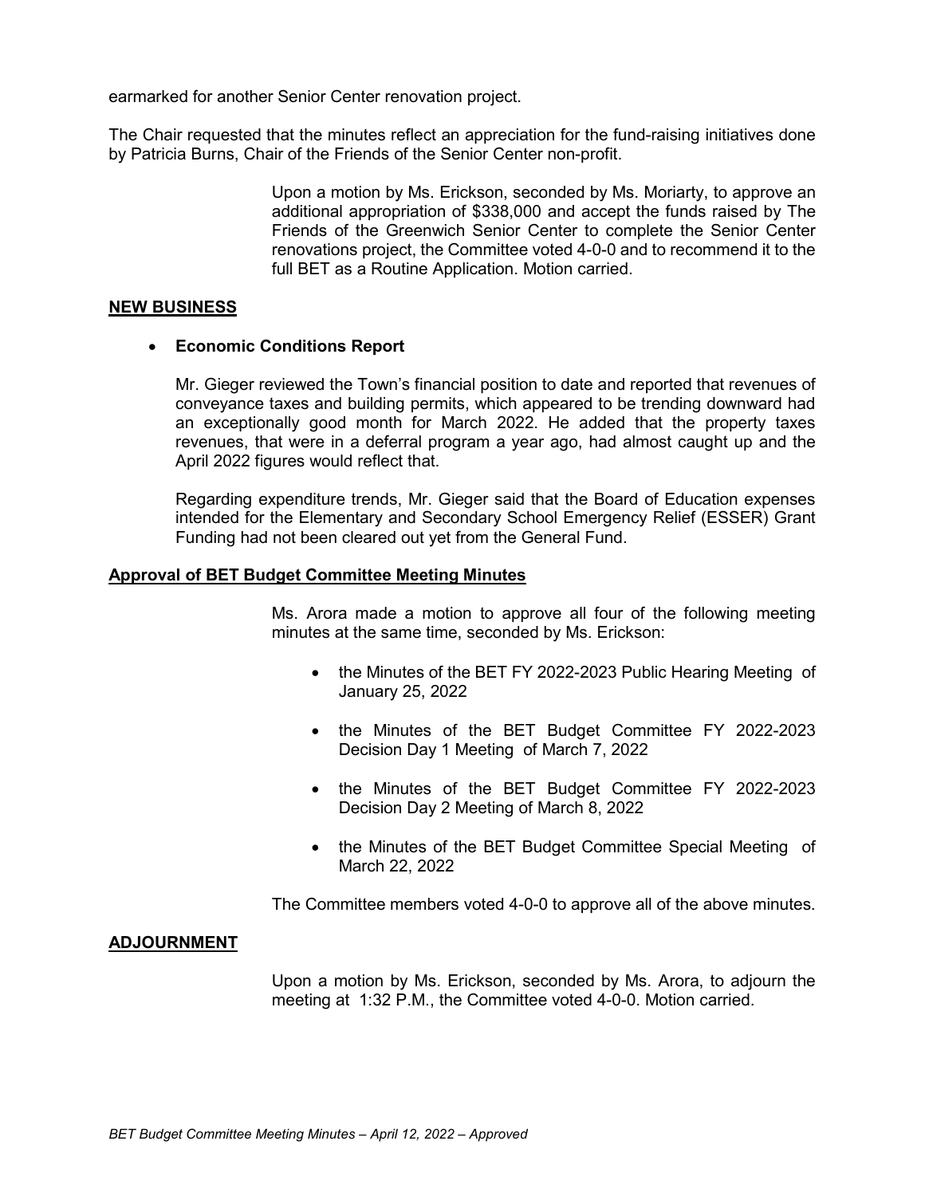earmarked for another Senior Center renovation project.

The Chair requested that the minutes reflect an appreciation for the fund-raising initiatives done by Patricia Burns, Chair of the Friends of the Senior Center non-profit.

> Upon a motion by Ms. Erickson, seconded by Ms. Moriarty, to approve an additional appropriation of $338,000 and accept the funds raised by The Friends of the Greenwich Senior Center to complete the Senior Center renovations project, the Committee voted 4-0-0 and to recommend it to the full BET as a Routine Application. Motion carried.

## NEW BUSINESS

- **Economic Conditions Report**

  Mr. Gieger reviewed the Town's financial position to date and reported that revenues of conveyance taxes and building permits, which appeared to be trending downward had an exceptionally good month for March 2022. He added that the property taxes revenues, that were in a deferral program a year ago, had almost caught up and the April 2022 figures would reflect that.

  Regarding expenditure trends, Mr. Gieger said that the Board of Education expenses intended for the Elementary and Secondary School Emergency Relief (ESSER) Grant Funding had not been cleared out yet from the General Fund.

## Approval of BET Budget Committee Meeting Minutes

> Ms. Arora made a motion to approve all four of the following meeting minutes at the same time, seconded by Ms. Erickson:
>
> - the Minutes of the BET FY 2022-2023 Public Hearing Meeting of January 25, 2022
> - the Minutes of the BET Budget Committee FY 2022-2023 Decision Day 1 Meeting of March 7, 2022
> - the Minutes of the BET Budget Committee FY 2022-2023 Decision Day 2 Meeting of March 8, 2022
> - the Minutes of the BET Budget Committee Special Meeting of March 22, 2022
>
> The Committee members voted 4-0-0 to approve all of the above minutes.

## ADJOURNMENT

> Upon a motion by Ms. Erickson, seconded by Ms. Arora, to adjourn the meeting at 1:32 P.M., the Committee voted 4-0-0. Motion carried.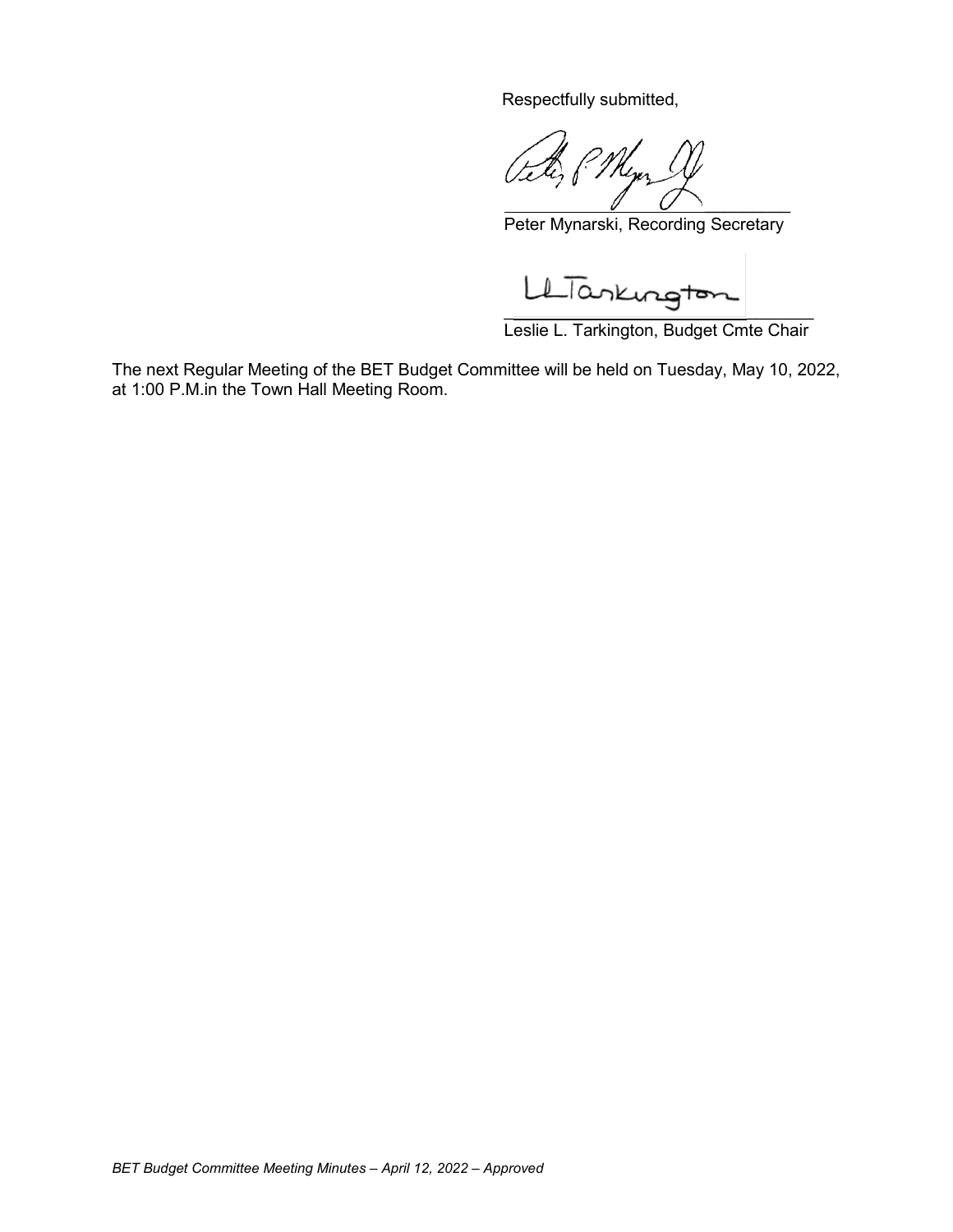Respectfully submitted,

Peter Mynarski, Recording Secretary

Leslie L. Tarkington, Budget Cmte Chair

The next Regular Meeting of the BET Budget Committee will be held on Tuesday, May 10, 2022, at 1:00 P.M.in the Town Hall Meeting Room.